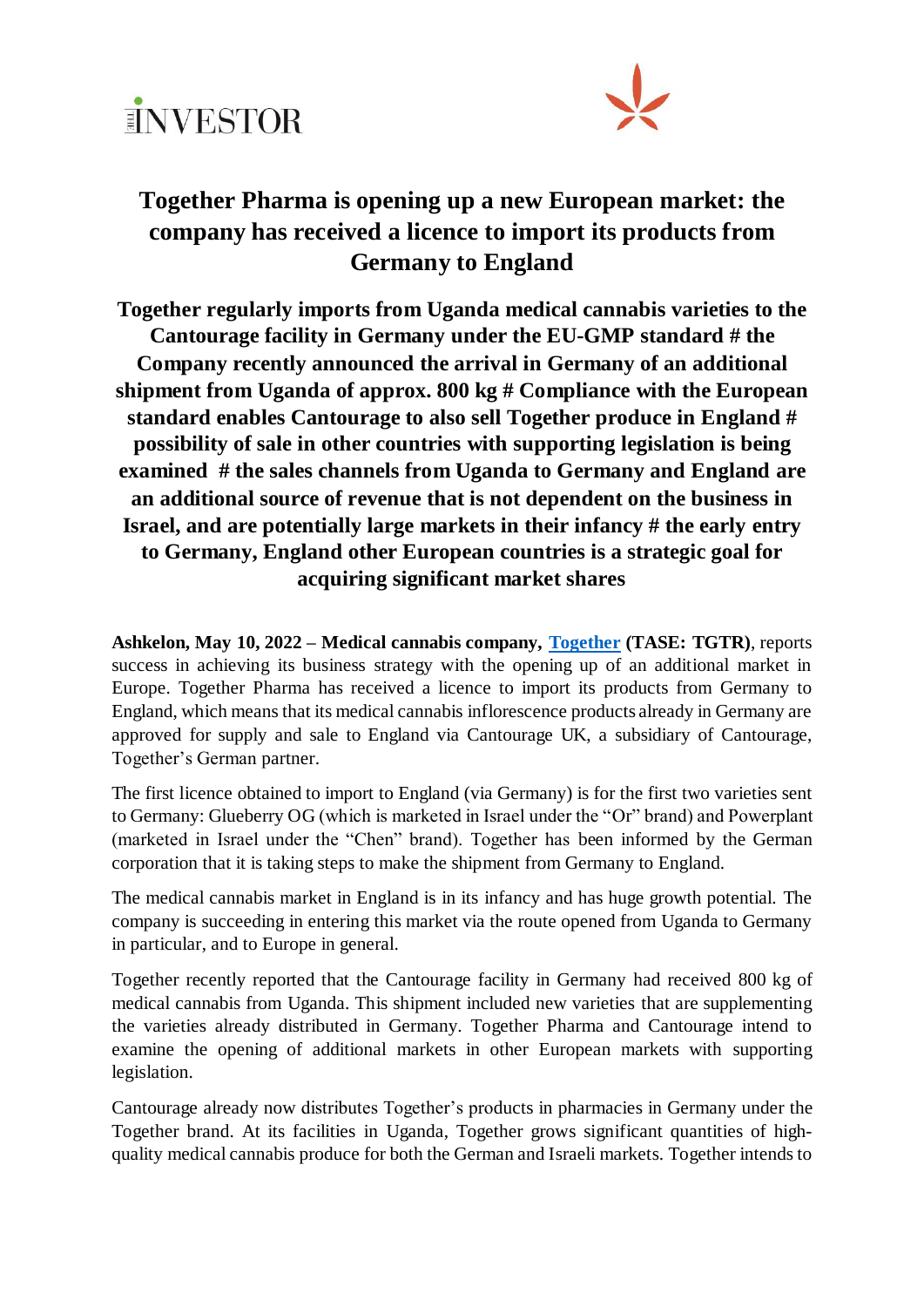# Together Pharma is opening up a new European market: the company has received a licence to import its products from Germany to England

**Together regularly imports from Uganda medical cannabis varieties to the Cantourage facility in Germany under the EU-GMP standard # the Company recently announced the arrival in Germany of an additional shipment from Uganda of approx. 800 kg # Compliance with the European standard enables Cantourage to also sell Together produce in England # possibility of sale in other countries with supporting legislation is being examined # the sales channels from Uganda to Germany and England are an additional source of revenue that is not dependent on the business in Israel, and are potentially large markets in their infancy # the early entry to Germany, England other European countries is a strategic goal for acquiring significant market shares**

**Ashkelon, May 10, 2022 – Medical cannabis company, Together (TASE: TGTR)**, reports success in achieving its business strategy with the opening up of an additional market in Europe. Together Pharma has received a licence to import its products from Germany to England, which means that its medical cannabis inflorescence products already in Germany are approved for supply and sale to England via Cantourage UK, a subsidiary of Cantourage, Together's German partner.

The first licence obtained to import to England (via Germany) is for the first two varieties sent to Germany: Glueberry OG (which is marketed in Israel under the "Or" brand) and Powerplant (marketed in Israel under the "Chen" brand). Together has been informed by the German corporation that it is taking steps to make the shipment from Germany to England.

The medical cannabis market in England is in its infancy and has huge growth potential. The company is succeeding in entering this market via the route opened from Uganda to Germany in particular, and to Europe in general.

Together recently reported that the Cantourage facility in Germany had received 800 kg of medical cannabis from Uganda. This shipment included new varieties that are supplementing the varieties already distributed in Germany. Together Pharma and Cantourage intend to examine the opening of additional markets in other European markets with supporting legislation.

Cantourage already now distributes Together's products in pharmacies in Germany under the Together brand. At its facilities in Uganda, Together grows significant quantities of high-quality medical cannabis produce for both the German and Israeli markets. Together intends to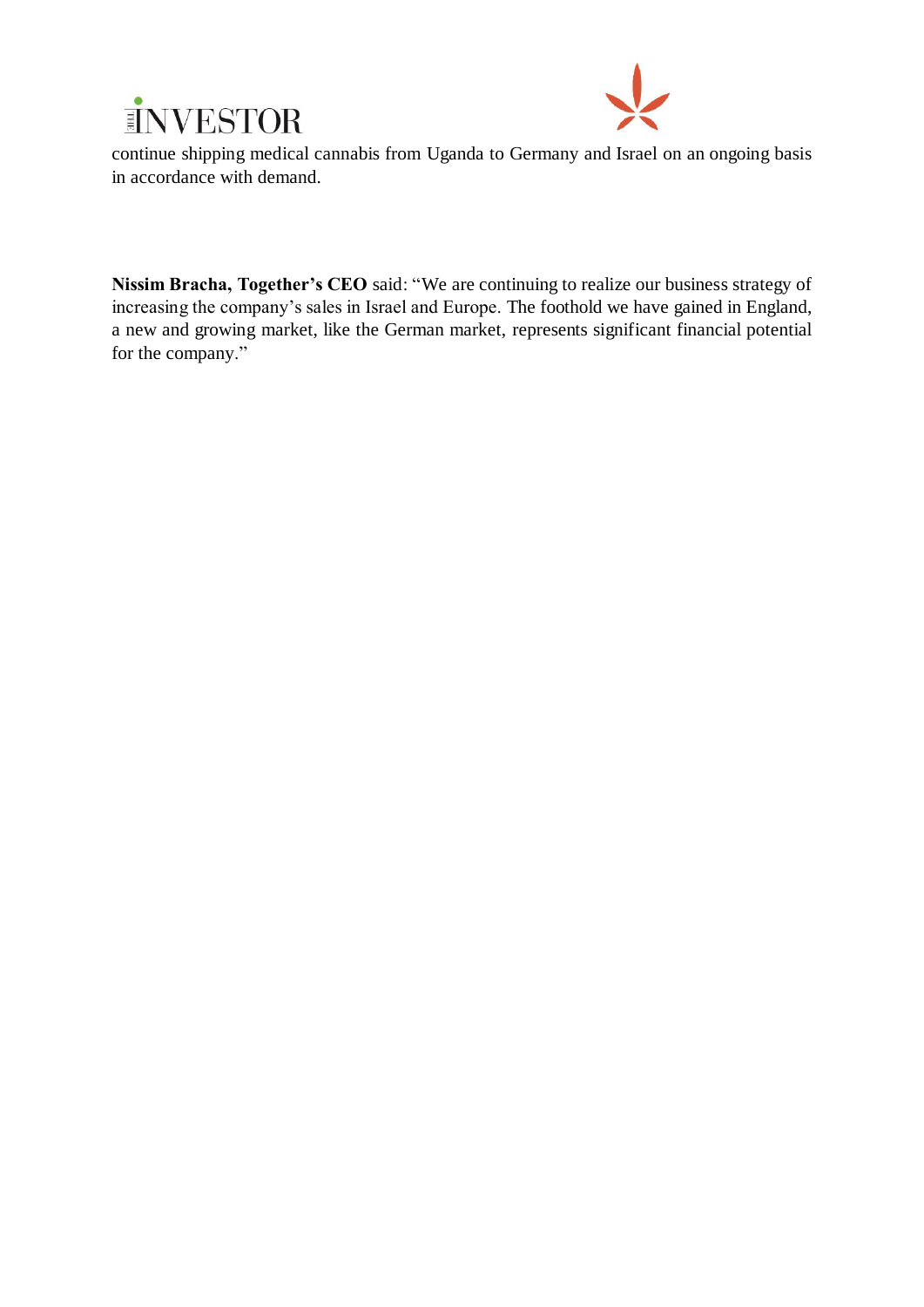continue shipping medical cannabis from Uganda to Germany and Israel on an ongoing basis in accordance with demand.

**Nissim Bracha, Together's CEO** said: "We are continuing to realize our business strategy of increasing the company's sales in Israel and Europe. The foothold we have gained in England, a new and growing market, like the German market, represents significant financial potential for the company."